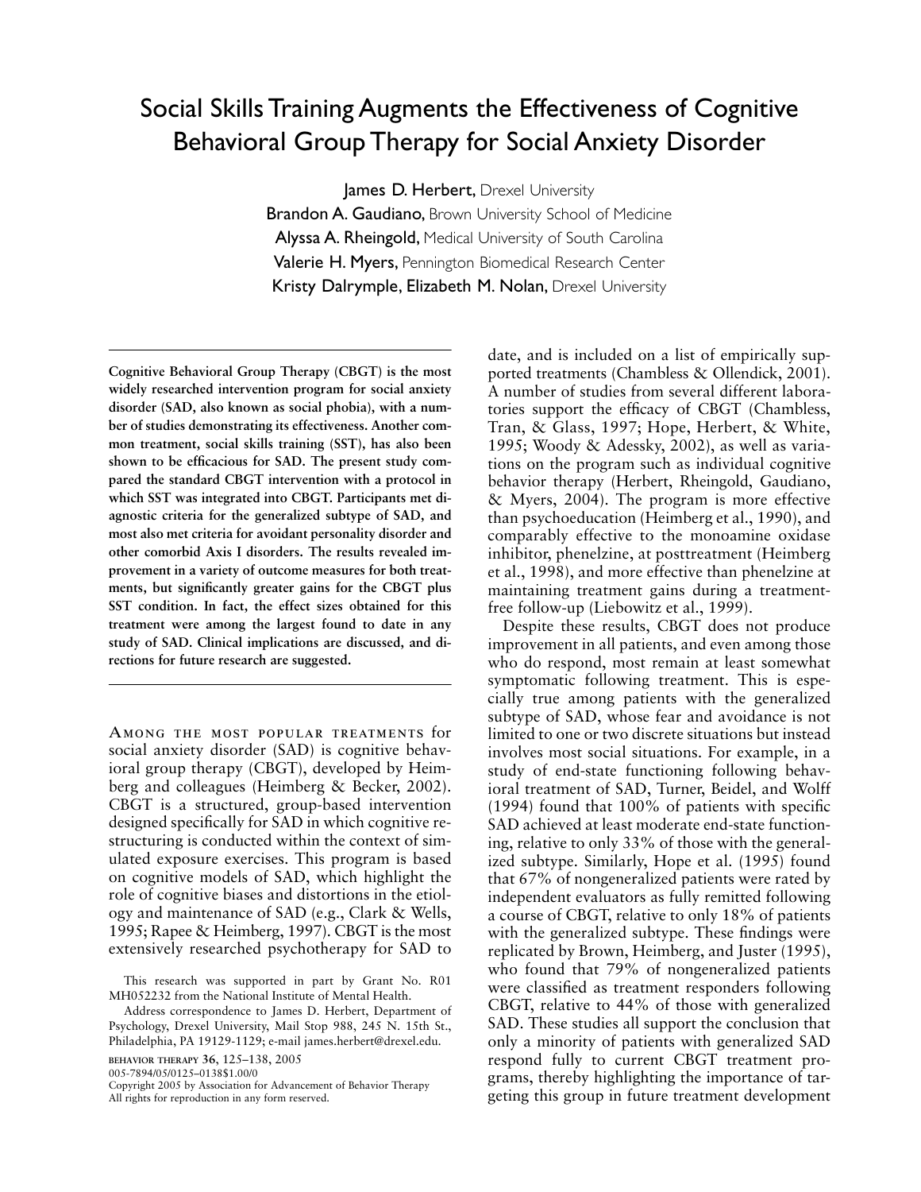# Social Skills Training Augments the Effectiveness of Cognitive Behavioral Group Therapy for Social Anxiety Disorder

James D. Herbert, Drexel University
Brandon A. Gaudiano, Brown University School of Medicine
Alyssa A. Rheingold, Medical University of South Carolina
Valerie H. Myers, Pennington Biomedical Research Center
Kristy Dalrymple, Elizabeth M. Nolan, Drexel University

**Cognitive Behavioral Group Therapy (CBGT) is the most widely researched intervention program for social anxiety disorder (SAD, also known as social phobia), with a number of studies demonstrating its effectiveness. Another common treatment, social skills training (SST), has also been shown to be efficacious for SAD. The present study compared the standard CBGT intervention with a protocol in which SST was integrated into CBGT. Participants met diagnostic criteria for the generalized subtype of SAD, and most also met criteria for avoidant personality disorder and other comorbid Axis I disorders. The results revealed improvement in a variety of outcome measures for both treatments, but significantly greater gains for the CBGT plus SST condition. In fact, the effect sizes obtained for this treatment were among the largest found to date in any study of SAD. Clinical implications are discussed, and directions for future research are suggested.**

Among the most popular treatments for social anxiety disorder (SAD) is cognitive behavioral group therapy (CBGT), developed by Heimberg and colleagues (Heimberg & Becker, 2002). CBGT is a structured, group-based intervention designed specifically for SAD in which cognitive restructuring is conducted within the context of simulated exposure exercises. This program is based on cognitive models of SAD, which highlight the role of cognitive biases and distortions in the etiology and maintenance of SAD (e.g., Clark & Wells, 1995; Rapee & Heimberg, 1997). CBGT is the most extensively researched psychotherapy for SAD to date, and is included on a list of empirically supported treatments (Chambless & Ollendick, 2001). A number of studies from several different laboratories support the efficacy of CBGT (Chambless, Tran, & Glass, 1997; Hope, Herbert, & White, 1995; Woody & Adessky, 2002), as well as variations on the program such as individual cognitive behavior therapy (Herbert, Rheingold, Gaudiano, & Myers, 2004). The program is more effective than psychoeducation (Heimberg et al., 1990), and comparably effective to the monoamine oxidase inhibitor, phenelzine, at posttreatment (Heimberg et al., 1998), and more effective than phenelzine at maintaining treatment gains during a treatment-free follow-up (Liebowitz et al., 1999).

Despite these results, CBGT does not produce improvement in all patients, and even among those who do respond, most remain at least somewhat symptomatic following treatment. This is especially true among patients with the generalized subtype of SAD, whose fear and avoidance is not limited to one or two discrete situations but instead involves most social situations. For example, in a study of end-state functioning following behavioral treatment of SAD, Turner, Beidel, and Wolff (1994) found that 100% of patients with specific SAD achieved at least moderate end-state functioning, relative to only 33% of those with the generalized subtype. Similarly, Hope et al. (1995) found that 67% of nongeneralized patients were rated by independent evaluators as fully remitted following a course of CBGT, relative to only 18% of patients with the generalized subtype. These findings were replicated by Brown, Heimberg, and Juster (1995), who found that 79% of nongeneralized patients were classified as treatment responders following CBGT, relative to 44% of those with generalized SAD. These studies all support the conclusion that only a minority of patients with generalized SAD respond fully to current CBGT treatment programs, thereby highlighting the importance of targeting this group in future treatment development

This research was supported in part by Grant No. R01 MH052232 from the National Institute of Mental Health.

Address correspondence to James D. Herbert, Department of Psychology, Drexel University, Mail Stop 988, 245 N. 15th St., Philadelphia, PA 19129-1129; e-mail james.herbert@drexel.edu.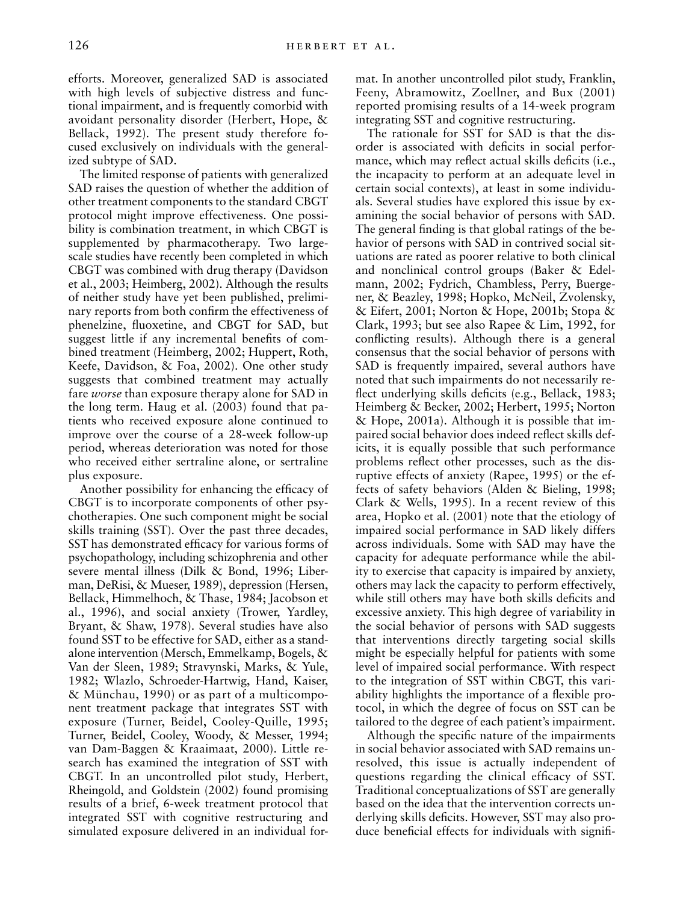efforts. Moreover, generalized SAD is associated with high levels of subjective distress and functional impairment, and is frequently comorbid with avoidant personality disorder (Herbert, Hope, & Bellack, 1992). The present study therefore focused exclusively on individuals with the generalized subtype of SAD.

The limited response of patients with generalized SAD raises the question of whether the addition of other treatment components to the standard CBGT protocol might improve effectiveness. One possibility is combination treatment, in which CBGT is supplemented by pharmacotherapy. Two large-scale studies have recently been completed in which CBGT was combined with drug therapy (Davidson et al., 2003; Heimberg, 2002). Although the results of neither study have yet been published, preliminary reports from both confirm the effectiveness of phenelzine, fluoxetine, and CBGT for SAD, but suggest little if any incremental benefits of combined treatment (Heimberg, 2002; Huppert, Roth, Keefe, Davidson, & Foa, 2002). One other study suggests that combined treatment may actually fare *worse* than exposure therapy alone for SAD in the long term. Haug et al. (2003) found that patients who received exposure alone continued to improve over the course of a 28-week follow-up period, whereas deterioration was noted for those who received either sertraline alone, or sertraline plus exposure.

Another possibility for enhancing the efficacy of CBGT is to incorporate components of other psychotherapies. One such component might be social skills training (SST). Over the past three decades, SST has demonstrated efficacy for various forms of psychopathology, including schizophrenia and other severe mental illness (Dilk & Bond, 1996; Liberman, DeRisi, & Mueser, 1989), depression (Hersen, Bellack, Himmelhoch, & Thase, 1984; Jacobson et al., 1996), and social anxiety (Trower, Yardley, Bryant, & Shaw, 1978). Several studies have also found SST to be effective for SAD, either as a stand-alone intervention (Mersch, Emmelkamp, Bogels, & Van der Sleen, 1989; Stravynski, Marks, & Yule, 1982; Wlazlo, Schroeder-Hartwig, Hand, Kaiser, & Münchau, 1990) or as part of a multicomponent treatment package that integrates SST with exposure (Turner, Beidel, Cooley-Quille, 1995; Turner, Beidel, Cooley, Woody, & Messer, 1994; van Dam-Baggen & Kraaimaat, 2000). Little research has examined the integration of SST with CBGT. In an uncontrolled pilot study, Herbert, Rheingold, and Goldstein (2002) found promising results of a brief, 6-week treatment protocol that integrated SST with cognitive restructuring and simulated exposure delivered in an individual format. In another uncontrolled pilot study, Franklin, Feeny, Abramowitz, Zoellner, and Bux (2001) reported promising results of a 14-week program integrating SST and cognitive restructuring.

The rationale for SST for SAD is that the disorder is associated with deficits in social performance, which may reflect actual skills deficits (i.e., the incapacity to perform at an adequate level in certain social contexts), at least in some individuals. Several studies have explored this issue by examining the social behavior of persons with SAD. The general finding is that global ratings of the behavior of persons with SAD in contrived social situations are rated as poorer relative to both clinical and nonclinical control groups (Baker & Edelmann, 2002; Fydrich, Chambless, Perry, Buergener, & Beazley, 1998; Hopko, McNeil, Zvolensky, & Eifert, 2001; Norton & Hope, 2001b; Stopa & Clark, 1993; but see also Rapee & Lim, 1992, for conflicting results). Although there is a general consensus that the social behavior of persons with SAD is frequently impaired, several authors have noted that such impairments do not necessarily reflect underlying skills deficits (e.g., Bellack, 1983; Heimberg & Becker, 2002; Herbert, 1995; Norton & Hope, 2001a). Although it is possible that impaired social behavior does indeed reflect skills deficits, it is equally possible that such performance problems reflect other processes, such as the disruptive effects of anxiety (Rapee, 1995) or the effects of safety behaviors (Alden & Bieling, 1998; Clark & Wells, 1995). In a recent review of this area, Hopko et al. (2001) note that the etiology of impaired social performance in SAD likely differs across individuals. Some with SAD may have the capacity for adequate performance while the ability to exercise that capacity is impaired by anxiety, others may lack the capacity to perform effectively, while still others may have both skills deficits and excessive anxiety. This high degree of variability in the social behavior of persons with SAD suggests that interventions directly targeting social skills might be especially helpful for patients with some level of impaired social performance. With respect to the integration of SST within CBGT, this variability highlights the importance of a flexible protocol, in which the degree of focus on SST can be tailored to the degree of each patient's impairment.

Although the specific nature of the impairments in social behavior associated with SAD remains unresolved, this issue is actually independent of questions regarding the clinical efficacy of SST. Traditional conceptualizations of SST are generally based on the idea that the intervention corrects underlying skills deficits. However, SST may also produce beneficial effects for individuals with signifi-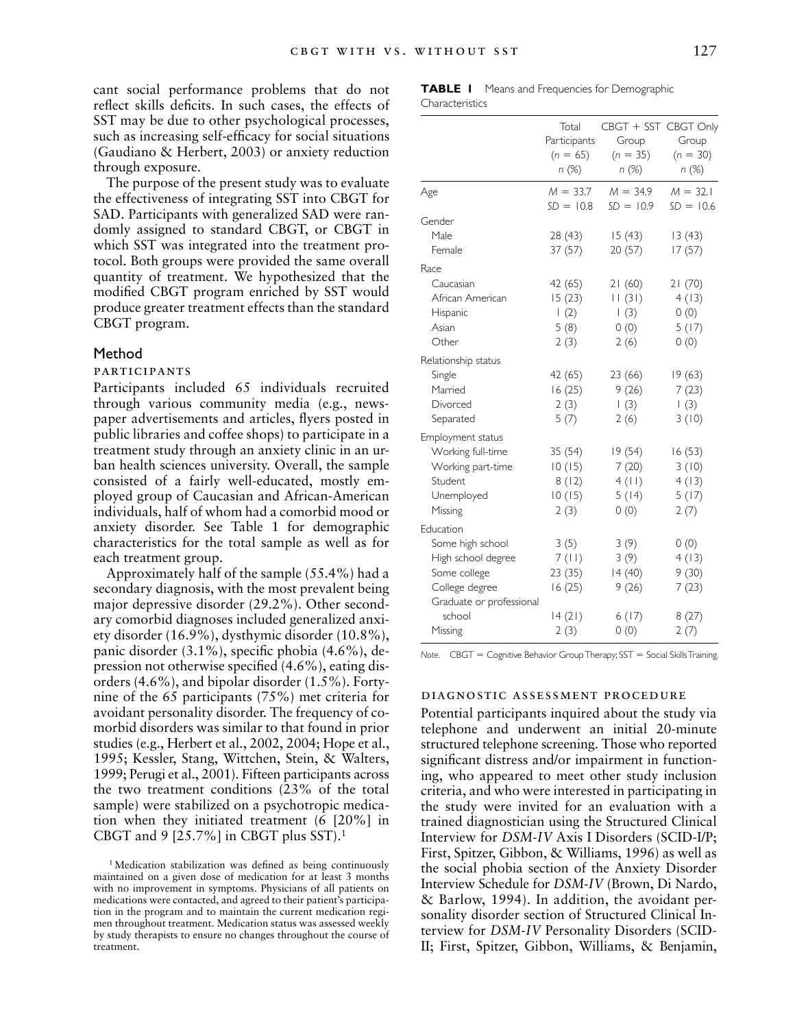cant social performance problems that do not reflect skills deficits. In such cases, the effects of SST may be due to other psychological processes, such as increasing self-efficacy for social situations (Gaudiano & Herbert, 2003) or anxiety reduction through exposure.

The purpose of the present study was to evaluate the effectiveness of integrating SST into CBGT for SAD. Participants with generalized SAD were randomly assigned to standard CBGT, or CBGT in which SST was integrated into the treatment protocol. Both groups were provided the same overall quantity of treatment. We hypothesized that the modified CBGT program enriched by SST would produce greater treatment effects than the standard CBGT program.

## Method

### PARTICIPANTS

Participants included 65 individuals recruited through various community media (e.g., newspaper advertisements and articles, flyers posted in public libraries and coffee shops) to participate in a treatment study through an anxiety clinic in an urban health sciences university. Overall, the sample consisted of a fairly well-educated, mostly employed group of Caucasian and African-American individuals, half of whom had a comorbid mood or anxiety disorder. See Table 1 for demographic characteristics for the total sample as well as for each treatment group.

Approximately half of the sample (55.4%) had a secondary diagnosis, with the most prevalent being major depressive disorder (29.2%). Other secondary comorbid diagnoses included generalized anxiety disorder (16.9%), dysthymic disorder (10.8%), panic disorder (3.1%), specific phobia (4.6%), depression not otherwise specified (4.6%), eating disorders (4.6%), and bipolar disorder (1.5%). Forty-nine of the 65 participants (75%) met criteria for avoidant personality disorder. The frequency of comorbid disorders was similar to that found in prior studies (e.g., Herbert et al., 2002, 2004; Hope et al., 1995; Kessler, Stang, Wittchen, Stein, & Walters, 1999; Perugi et al., 2001). Fifteen participants across the two treatment conditions (23% of the total sample) were stabilized on a psychotropic medication when they initiated treatment (6 [20%] in CBGT and 9 [25.7%] in CBGT plus SST).[1]

[1] Medication stabilization was defined as being continuously maintained on a given dose of medication for at least 3 months with no improvement in symptoms. Physicians of all patients on medications were contacted, and agreed to their patient's participation in the program and to maintain the current medication regimen throughout treatment. Medication status was assessed weekly by study therapists to ensure no changes throughout the course of treatment.

**TABLE 1** Means and Frequencies for Demographic Characteristics

| | Total Participants ($n$ = 65) $n$ (%) | CBGT + SST Group ($n$ = 35) $n$ (%) | CBGT Only Group ($n$ = 30) $n$ (%) |
|---|---|---|---|
| Age | $M$ = 33.7 $SD$ = 10.8 | $M$ = 34.9 $SD$ = 10.9 | $M$ = 32.1 $SD$ = 10.6 |
| Gender | | | |
| Male | 28 (43) | 15 (43) | 13 (43) |
| Female | 37 (57) | 20 (57) | 17 (57) |
| Race | | | |
| Caucasian | 42 (65) | 21 (60) | 21 (70) |
| African American | 15 (23) | 11 (31) | 4 (13) |
| Hispanic | 1 (2) | 1 (3) | 0 (0) |
| Asian | 5 (8) | 0 (0) | 5 (17) |
| Other | 2 (3) | 2 (6) | 0 (0) |
| Relationship status | | | |
| Single | 42 (65) | 23 (66) | 19 (63) |
| Married | 16 (25) | 9 (26) | 7 (23) |
| Divorced | 2 (3) | 1 (3) | 1 (3) |
| Separated | 5 (7) | 2 (6) | 3 (10) |
| Employment status | | | |
| Working full-time | 35 (54) | 19 (54) | 16 (53) |
| Working part-time | 10 (15) | 7 (20) | 3 (10) |
| Student | 8 (12) | 4 (11) | 4 (13) |
| Unemployed | 10 (15) | 5 (14) | 5 (17) |
| Missing | 2 (3) | 0 (0) | 2 (7) |
| Education | | | |
| Some high school | 3 (5) | 3 (9) | 0 (0) |
| High school degree | 7 (11) | 3 (9) | 4 (13) |
| Some college | 23 (35) | 14 (40) | 9 (30) |
| College degree | 16 (25) | 9 (26) | 7 (23) |
| Graduate or professional school | 14 (21) | 6 (17) | 8 (27) |
| Missing | 2 (3) | 0 (0) | 2 (7) |

*Note.* CBGT = Cognitive Behavior Group Therapy; SST = Social Skills Training.

### DIAGNOSTIC ASSESSMENT PROCEDURE

Potential participants inquired about the study via telephone and underwent an initial 20-minute structured telephone screening. Those who reported significant distress and/or impairment in functioning, who appeared to meet other study inclusion criteria, and who were interested in participating in the study were invited for an evaluation with a trained diagnostician using the Structured Clinical Interview for *DSM-IV* Axis I Disorders (SCID-I/P; First, Spitzer, Gibbon, & Williams, 1996) as well as the social phobia section of the Anxiety Disorder Interview Schedule for *DSM-IV* (Brown, Di Nardo, & Barlow, 1994). In addition, the avoidant personality disorder section of Structured Clinical Interview for *DSM-IV* Personality Disorders (SCID-II; First, Spitzer, Gibbon, Williams, & Benjamin,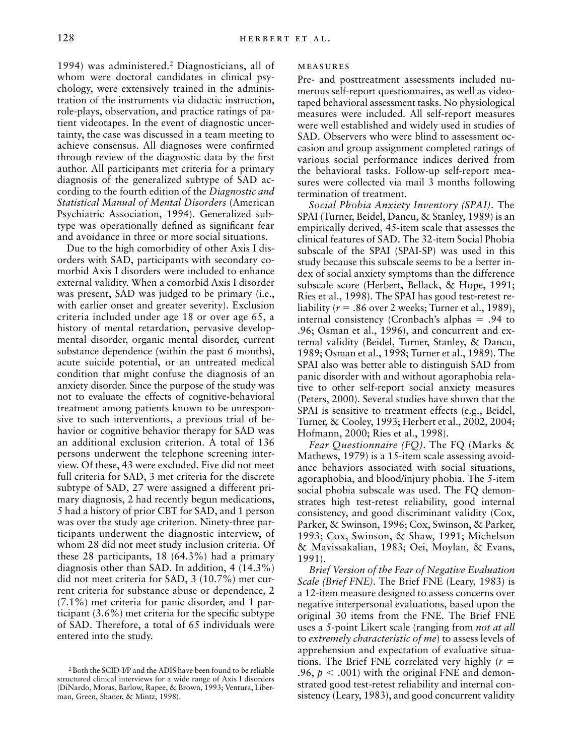1994) was administered.[2] Diagnosticians, all of whom were doctoral candidates in clinical psychology, were extensively trained in the administration of the instruments via didactic instruction, role-plays, observation, and practice ratings of patient videotapes. In the event of diagnostic uncertainty, the case was discussed in a team meeting to achieve consensus. All diagnoses were confirmed through review of the diagnostic data by the first author. All participants met criteria for a primary diagnosis of the generalized subtype of SAD according to the fourth edition of the *Diagnostic and Statistical Manual of Mental Disorders* (American Psychiatric Association, 1994). Generalized subtype was operationally defined as significant fear and avoidance in three or more social situations.

Due to the high comorbidity of other Axis I disorders with SAD, participants with secondary comorbid Axis I disorders were included to enhance external validity. When a comorbid Axis I disorder was present, SAD was judged to be primary (i.e., with earlier onset and greater severity). Exclusion criteria included under age 18 or over age 65, a history of mental retardation, pervasive developmental disorder, organic mental disorder, current substance dependence (within the past 6 months), acute suicide potential, or an untreated medical condition that might confuse the diagnosis of an anxiety disorder. Since the purpose of the study was not to evaluate the effects of cognitive-behavioral treatment among patients known to be unresponsive to such interventions, a previous trial of behavior or cognitive behavior therapy for SAD was an additional exclusion criterion. A total of 136 persons underwent the telephone screening interview. Of these, 43 were excluded. Five did not meet full criteria for SAD, 3 met criteria for the discrete subtype of SAD, 27 were assigned a different primary diagnosis, 2 had recently begun medications, 5 had a history of prior CBT for SAD, and 1 person was over the study age criterion. Ninety-three participants underwent the diagnostic interview, of whom 28 did not meet study inclusion criteria. Of these 28 participants, 18 (64.3%) had a primary diagnosis other than SAD. In addition, 4 (14.3%) did not meet criteria for SAD, 3 (10.7%) met current criteria for substance abuse or dependence, 2 (7.1%) met criteria for panic disorder, and 1 participant (3.6%) met criteria for the specific subtype of SAD. Therefore, a total of 65 individuals were entered into the study.

[2] Both the SCID-I/P and the ADIS have been found to be reliable structured clinical interviews for a wide range of Axis I disorders (DiNardo, Moras, Barlow, Rapee, & Brown, 1993; Ventura, Liberman, Green, Shaner, & Mintz, 1998).

### Measures

Pre- and posttreatment assessments included numerous self-report questionnaires, as well as videotaped behavioral assessment tasks. No physiological measures were included. All self-report measures were well established and widely used in studies of SAD. Observers who were blind to assessment occasion and group assignment completed ratings of various social performance indices derived from the behavioral tasks. Follow-up self-report measures were collected via mail 3 months following termination of treatment.

*Social Phobia Anxiety Inventory (SPAI).* The SPAI (Turner, Beidel, Dancu, & Stanley, 1989) is an empirically derived, 45-item scale that assesses the clinical features of SAD. The 32-item Social Phobia subscale of the SPAI (SPAI-SP) was used in this study because this subscale seems to be a better index of social anxiety symptoms than the difference subscale score (Herbert, Bellack, & Hope, 1991; Ries et al., 1998). The SPAI has good test-retest reliability ($r = .86$ over 2 weeks; Turner et al., 1989), internal consistency (Cronbach's alphas $= .94$ to $.96$; Osman et al., 1996), and concurrent and external validity (Beidel, Turner, Stanley, & Dancu, 1989; Osman et al., 1998; Turner et al., 1989). The SPAI also was better able to distinguish SAD from panic disorder with and without agoraphobia relative to other self-report social anxiety measures (Peters, 2000). Several studies have shown that the SPAI is sensitive to treatment effects (e.g., Beidel, Turner, & Cooley, 1993; Herbert et al., 2002, 2004; Hofmann, 2000; Ries et al., 1998).

*Fear Questionnaire (FQ).* The FQ (Marks & Mathews, 1979) is a 15-item scale assessing avoidance behaviors associated with social situations, agoraphobia, and blood/injury phobia. The 5-item social phobia subscale was used. The FQ demonstrates high test-retest reliability, good internal consistency, and good discriminant validity (Cox, Parker, & Swinson, 1996; Cox, Swinson, & Parker, 1993; Cox, Swinson, & Shaw, 1991; Michelson & Mavissakalian, 1983; Oei, Moylan, & Evans, 1991).

*Brief Version of the Fear of Negative Evaluation Scale (Brief FNE).* The Brief FNE (Leary, 1983) is a 12-item measure designed to assess concerns over negative interpersonal evaluations, based upon the original 30 items from the FNE. The Brief FNE uses a 5-point Likert scale (ranging from *not at all* to *extremely characteristic of me*) to assess levels of apprehension and expectation of evaluative situations. The Brief FNE correlated very highly ($r = .96$, $p < .001$) with the original FNE and demonstrated good test-retest reliability and internal consistency (Leary, 1983), and good concurrent validity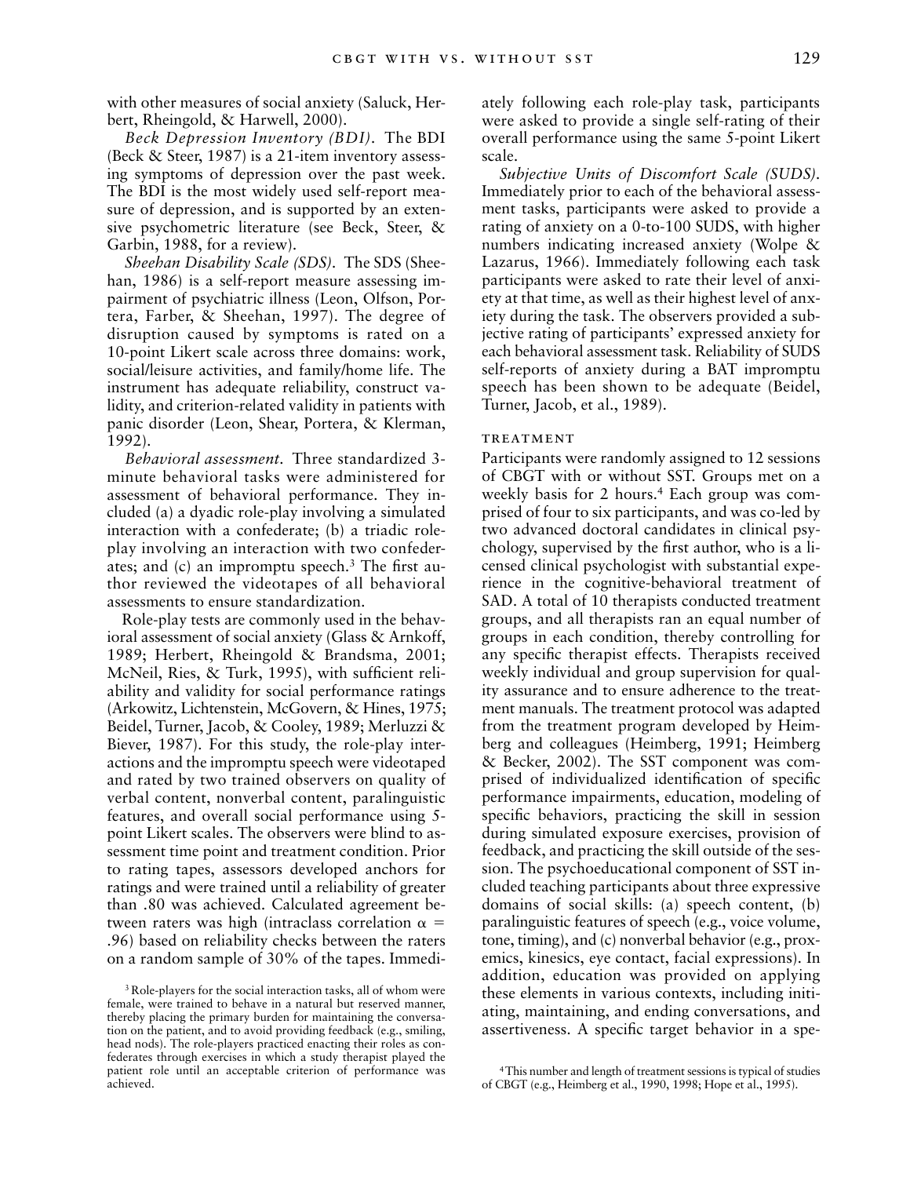with other measures of social anxiety (Saluck, Herbert, Rheingold, & Harwell, 2000).

*Beck Depression Inventory (BDI).* The BDI (Beck & Steer, 1987) is a 21-item inventory assessing symptoms of depression over the past week. The BDI is the most widely used self-report measure of depression, and is supported by an extensive psychometric literature (see Beck, Steer, & Garbin, 1988, for a review).

*Sheehan Disability Scale (SDS).* The SDS (Sheehan, 1986) is a self-report measure assessing impairment of psychiatric illness (Leon, Olfson, Portera, Farber, & Sheehan, 1997). The degree of disruption caused by symptoms is rated on a 10-point Likert scale across three domains: work, social/leisure activities, and family/home life. The instrument has adequate reliability, construct validity, and criterion-related validity in patients with panic disorder (Leon, Shear, Portera, & Klerman, 1992).

*Behavioral assessment.* Three standardized 3-minute behavioral tasks were administered for assessment of behavioral performance. They included (a) a dyadic role-play involving a simulated interaction with a confederate; (b) a triadic role-play involving an interaction with two confederates; and (c) an impromptu speech.[3] The first author reviewed the videotapes of all behavioral assessments to ensure standardization.

Role-play tests are commonly used in the behavioral assessment of social anxiety (Glass & Arnkoff, 1989; Herbert, Rheingold & Brandsma, 2001; McNeil, Ries, & Turk, 1995), with sufficient reliability and validity for social performance ratings (Arkowitz, Lichtenstein, McGovern, & Hines, 1975; Beidel, Turner, Jacob, & Cooley, 1989; Merluzzi & Biever, 1987). For this study, the role-play interactions and the impromptu speech were videotaped and rated by two trained observers on quality of verbal content, nonverbal content, paralinguistic features, and overall social performance using 5-point Likert scales. The observers were blind to assessment time point and treatment condition. Prior to rating tapes, assessors developed anchors for ratings and were trained until a reliability of greater than .80 was achieved. Calculated agreement between raters was high (intraclass correlation $\alpha$ = .96) based on reliability checks between the raters on a random sample of 30% of the tapes. Immediately following each role-play task, participants were asked to provide a single self-rating of their overall performance using the same 5-point Likert scale.

*Subjective Units of Discomfort Scale (SUDS).* Immediately prior to each of the behavioral assessment tasks, participants were asked to provide a rating of anxiety on a 0-to-100 SUDS, with higher numbers indicating increased anxiety (Wolpe & Lazarus, 1966). Immediately following each task participants were asked to rate their level of anxiety at that time, as well as their highest level of anxiety during the task. The observers provided a subjective rating of participants' expressed anxiety for each behavioral assessment task. Reliability of SUDS self-reports of anxiety during a BAT impromptu speech has been shown to be adequate (Beidel, Turner, Jacob, et al., 1989).

### Treatment

Participants were randomly assigned to 12 sessions of CBGT with or without SST. Groups met on a weekly basis for 2 hours.[4] Each group was comprised of four to six participants, and was co-led by two advanced doctoral candidates in clinical psychology, supervised by the first author, who is a licensed clinical psychologist with substantial experience in the cognitive-behavioral treatment of SAD. A total of 10 therapists conducted treatment groups, and all therapists ran an equal number of groups in each condition, thereby controlling for any specific therapist effects. Therapists received weekly individual and group supervision for quality assurance and to ensure adherence to the treatment manuals. The treatment protocol was adapted from the treatment program developed by Heimberg and colleagues (Heimberg, 1991; Heimberg & Becker, 2002). The SST component was comprised of individualized identification of specific performance impairments, education, modeling of specific behaviors, practicing the skill in session during simulated exposure exercises, provision of feedback, and practicing the skill outside of the session. The psychoeducational component of SST included teaching participants about three expressive domains of social skills: (a) speech content, (b) paralinguistic features of speech (e.g., voice volume, tone, timing), and (c) nonverbal behavior (e.g., proxemics, kinesics, eye contact, facial expressions). In addition, education was provided on applying these elements in various contexts, including initiating, maintaining, and ending conversations, and assertiveness. A specific target behavior in a spe-

[3] Role-players for the social interaction tasks, all of whom were female, were trained to behave in a natural but reserved manner, thereby placing the primary burden for maintaining the conversation on the patient, and to avoid providing feedback (e.g., smiling, head nods). The role-players practiced enacting their roles as confederates through exercises in which a study therapist played the patient role until an acceptable criterion of performance was achieved.

[4] This number and length of treatment sessions is typical of studies of CBGT (e.g., Heimberg et al., 1990, 1998; Hope et al., 1995).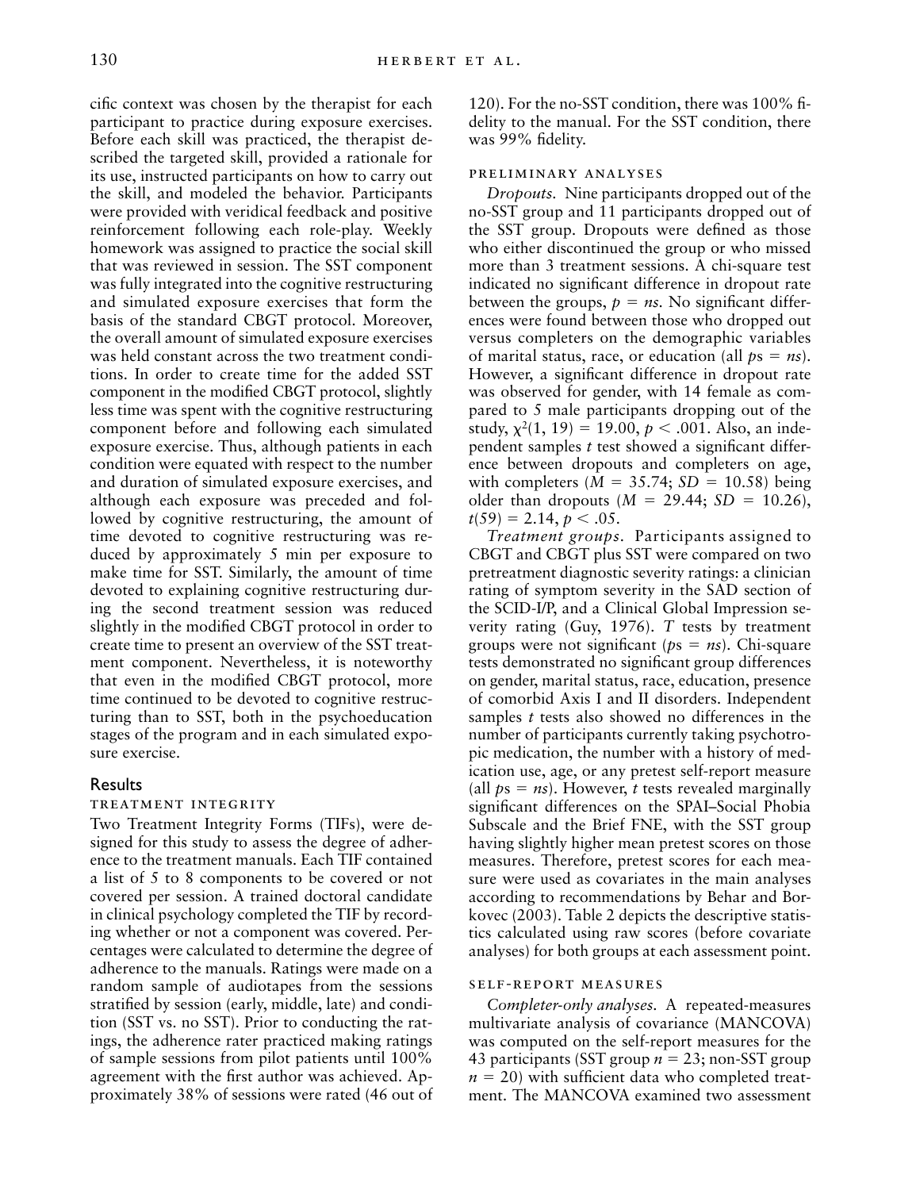cific context was chosen by the therapist for each participant to practice during exposure exercises. Before each skill was practiced, the therapist described the targeted skill, provided a rationale for its use, instructed participants on how to carry out the skill, and modeled the behavior. Participants were provided with veridical feedback and positive reinforcement following each role-play. Weekly homework was assigned to practice the social skill that was reviewed in session. The SST component was fully integrated into the cognitive restructuring and simulated exposure exercises that form the basis of the standard CBGT protocol. Moreover, the overall amount of simulated exposure exercises was held constant across the two treatment conditions. In order to create time for the added SST component in the modified CBGT protocol, slightly less time was spent with the cognitive restructuring component before and following each simulated exposure exercise. Thus, although patients in each condition were equated with respect to the number and duration of simulated exposure exercises, and although each exposure was preceded and followed by cognitive restructuring, the amount of time devoted to cognitive restructuring was reduced by approximately 5 min per exposure to make time for SST. Similarly, the amount of time devoted to explaining cognitive restructuring during the second treatment session was reduced slightly in the modified CBGT protocol in order to create time to present an overview of the SST treatment component. Nevertheless, it is noteworthy that even in the modified CBGT protocol, more time continued to be devoted to cognitive restructuring than to SST, both in the psychoeducation stages of the program and in each simulated exposure exercise.

## Results

### Treatment Integrity

Two Treatment Integrity Forms (TIFs), were designed for this study to assess the degree of adherence to the treatment manuals. Each TIF contained a list of 5 to 8 components to be covered or not covered per session. A trained doctoral candidate in clinical psychology completed the TIF by recording whether or not a component was covered. Percentages were calculated to determine the degree of adherence to the manuals. Ratings were made on a random sample of audiotapes from the sessions stratified by session (early, middle, late) and condition (SST vs. no SST). Prior to conducting the ratings, the adherence rater practiced making ratings of sample sessions from pilot patients until 100% agreement with the first author was achieved. Approximately 38% of sessions were rated (46 out of 120). For the no-SST condition, there was 100% fidelity to the manual. For the SST condition, there was 99% fidelity.

### Preliminary Analyses

*Dropouts.* Nine participants dropped out of the no-SST group and 11 participants dropped out of the SST group. Dropouts were defined as those who either discontinued the group or who missed more than 3 treatment sessions. A chi-square test indicated no significant difference in dropout rate between the groups, $p = ns$. No significant differences were found between those who dropped out versus completers on the demographic variables of marital status, race, or education (all $ps = ns$). However, a significant difference in dropout rate was observed for gender, with 14 female as compared to 5 male participants dropping out of the study, $\chi^2(1, 19) = 19.00$, $p < .001$. Also, an independent samples $t$ test showed a significant difference between dropouts and completers on age, with completers ($M = 35.74$; $SD = 10.58$) being older than dropouts ($M = 29.44$; $SD = 10.26$), $t(59) = 2.14$, $p < .05$.

*Treatment groups.* Participants assigned to CBGT and CBGT plus SST were compared on two pretreatment diagnostic severity ratings: a clinician rating of symptom severity in the SAD section of the SCID-I/P, and a Clinical Global Impression severity rating (Guy, 1976). $T$ tests by treatment groups were not significant ($ps = ns$). Chi-square tests demonstrated no significant group differences on gender, marital status, race, education, presence of comorbid Axis I and II disorders. Independent samples $t$ tests also showed no differences in the number of participants currently taking psychotropic medication, the number with a history of medication use, age, or any pretest self-report measure (all $ps = ns$). However, $t$ tests revealed marginally significant differences on the SPAI–Social Phobia Subscale and the Brief FNE, with the SST group having slightly higher mean pretest scores on those measures. Therefore, pretest scores for each measure were used as covariates in the main analyses according to recommendations by Behar and Borkovec (2003). Table 2 depicts the descriptive statistics calculated using raw scores (before covariate analyses) for both groups at each assessment point.

### Self-Report Measures

*Completer-only analyses.* A repeated-measures multivariate analysis of covariance (MANCOVA) was computed on the self-report measures for the 43 participants (SST group $n = 23$; non-SST group $n = 20$) with sufficient data who completed treatment. The MANCOVA examined two assessment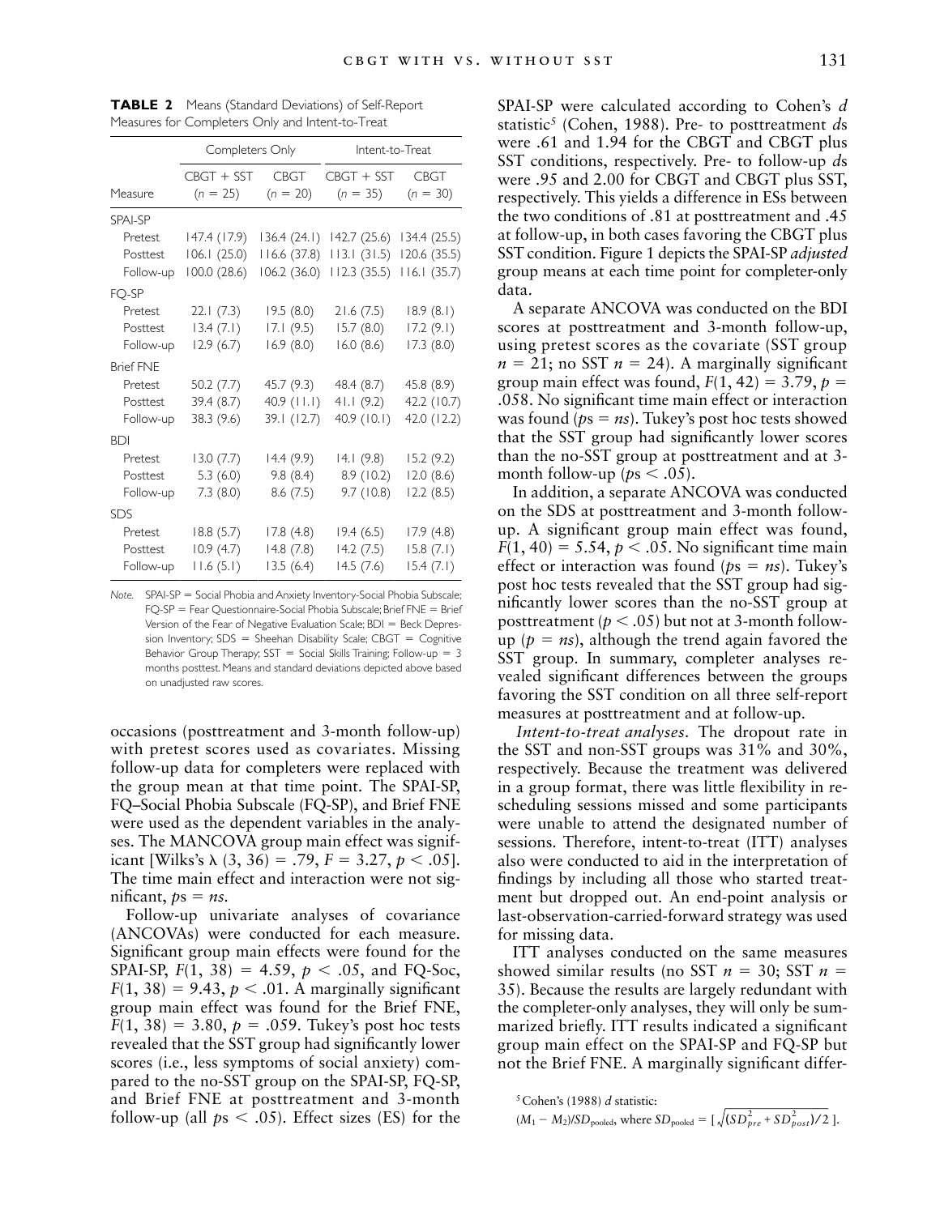**TABLE 2** Means (Standard Deviations) of Self-Report Measures for Completers Only and Intent-to-Treat

| | Completers Only | | Intent-to-Treat | |
|---|---|---|---|---|
| Measure | CBGT + SST ($n$ = 25) | CBGT ($n$ = 20) | CBGT + SST ($n$ = 35) | CBGT ($n$ = 30) |
| SPAI-SP | | | | |
| Pretest | 147.4 (17.9) | 136.4 (24.1) | 142.7 (25.6) | 134.4 (25.5) |
| Posttest | 106.1 (25.0) | 116.6 (37.8) | 113.1 (31.5) | 120.6 (35.5) |
| Follow-up | 100.0 (28.6) | 106.2 (36.0) | 112.3 (35.5) | 116.1 (35.7) |
| FQ-SP | | | | |
| Pretest | 22.1 (7.3) | 19.5 (8.0) | 21.6 (7.5) | 18.9 (8.1) |
| Posttest | 13.4 (7.1) | 17.1 (9.5) | 15.7 (8.0) | 17.2 (9.1) |
| Follow-up | 12.9 (6.7) | 16.9 (8.0) | 16.0 (8.6) | 17.3 (8.0) |
| Brief FNE | | | | |
| Pretest | 50.2 (7.7) | 45.7 (9.3) | 48.4 (8.7) | 45.8 (8.9) |
| Posttest | 39.4 (8.7) | 40.9 (11.1) | 41.1 (9.2) | 42.2 (10.7) |
| Follow-up | 38.3 (9.6) | 39.1 (12.7) | 40.9 (10.1) | 42.0 (12.2) |
| BDI | | | | |
| Pretest | 13.0 (7.7) | 14.4 (9.9) | 14.1 (9.8) | 15.2 (9.2) |
| Posttest | 5.3 (6.0) | 9.8 (8.4) | 8.9 (10.2) | 12.0 (8.6) |
| Follow-up | 7.3 (8.0) | 8.6 (7.5) | 9.7 (10.8) | 12.2 (8.5) |
| SDS | | | | |
| Pretest | 18.8 (5.7) | 17.8 (4.8) | 19.4 (6.5) | 17.9 (4.8) |
| Posttest | 10.9 (4.7) | 14.8 (7.8) | 14.2 (7.5) | 15.8 (7.1) |
| Follow-up | 11.6 (5.1) | 13.5 (6.4) | 14.5 (7.6) | 15.4 (7.1) |

*Note.* SPAI-SP = Social Phobia and Anxiety Inventory-Social Phobia Subscale; FQ-SP = Fear Questionnaire-Social Phobia Subscale; Brief FNE = Brief Version of the Fear of Negative Evaluation Scale; BDI = Beck Depression Inventory; SDS = Sheehan Disability Scale; CBGT = Cognitive Behavior Group Therapy; SST = Social Skills Training; Follow-up = 3 months posttest. Means and standard deviations depicted above based on unadjusted raw scores.

occasions (posttreatment and 3-month follow-up) with pretest scores used as covariates. Missing follow-up data for completers were replaced with the group mean at that time point. The SPAI-SP, FQ–Social Phobia Subscale (FQ-SP), and Brief FNE were used as the dependent variables in the analyses. The MANCOVA group main effect was significant [Wilks's $\lambda$ (3, 36) = .79, $F$ = 3.27, $p < .05$]. The time main effect and interaction were not significant, $p$s = *ns*.

Follow-up univariate analyses of covariance (ANCOVAs) were conducted for each measure. Significant group main effects were found for the SPAI-SP, $F(1, 38) = 4.59$, $p < .05$, and FQ-Soc, $F(1, 38) = 9.43$, $p < .01$. A marginally significant group main effect was found for the Brief FNE, $F(1, 38) = 3.80$, $p = .059$. Tukey's post hoc tests revealed that the SST group had significantly lower scores (i.e., less symptoms of social anxiety) compared to the no-SST group on the SPAI-SP, FQ-SP, and Brief FNE at posttreatment and 3-month follow-up (all $p$s < .05). Effect sizes (ES) for the SPAI-SP were calculated according to Cohen's $d$ statistic[5] (Cohen, 1988). Pre- to posttreatment $d$s were .61 and 1.94 for the CBGT and CBGT plus SST conditions, respectively. Pre- to follow-up $d$s were .95 and 2.00 for CBGT and CBGT plus SST, respectively. This yields a difference in ESs between the two conditions of .81 at posttreatment and .45 at follow-up, in both cases favoring the CBGT plus SST condition. Figure 1 depicts the SPAI-SP *adjusted* group means at each time point for completer-only data.

A separate ANCOVA was conducted on the BDI scores at posttreatment and 3-month follow-up, using pretest scores as the covariate (SST group $n$ = 21; no SST $n$ = 24). A marginally significant group main effect was found, $F(1, 42) = 3.79$, $p = .058$. No significant time main effect or interaction was found ($p$s = *ns*). Tukey's post hoc tests showed that the SST group had significantly lower scores than the no-SST group at posttreatment and at 3-month follow-up ($p$s < .05).

In addition, a separate ANCOVA was conducted on the SDS at posttreatment and 3-month follow-up. A significant group main effect was found, $F(1, 40) = 5.54$, $p < .05$. No significant time main effect or interaction was found ($p$s = *ns*). Tukey's post hoc tests revealed that the SST group had significantly lower scores than the no-SST group at posttreatment ($p < .05$) but not at 3-month follow-up ($p$ = *ns*), although the trend again favored the SST group. In summary, completer analyses revealed significant differences between the groups favoring the SST condition on all three self-report measures at posttreatment and at follow-up.

*Intent-to-treat analyses*. The dropout rate in the SST and non-SST groups was 31% and 30%, respectively. Because the treatment was delivered in a group format, there was little flexibility in rescheduling sessions missed and some participants were unable to attend the designated number of sessions. Therefore, intent-to-treat (ITT) analyses also were conducted to aid in the interpretation of findings by including all those who started treatment but dropped out. An end-point analysis or last-observation-carried-forward strategy was used for missing data.

ITT analyses conducted on the same measures showed similar results (no SST $n$ = 30; SST $n$ = 35). Because the results are largely redundant with the completer-only analyses, they will only be summarized briefly. ITT results indicated a significant group main effect on the SPAI-SP and FQ-SP but not the Brief FNE. A marginally significant differ-

[5] Cohen's (1988) $d$ statistic: $(M_1 - M_2)/SD_{\text{pooled}}$, where $SD_{\text{pooled}} = [\sqrt{(SD^2_{pre} + SD^2_{post})/2}\,]$.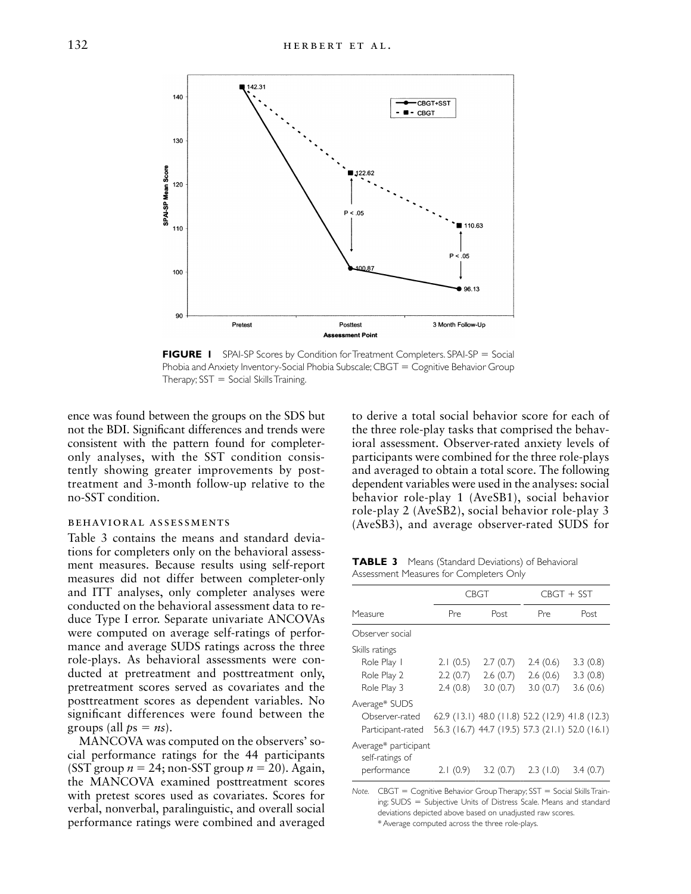**FIGURE 1** SPAI-SP Scores by Condition for Treatment Completers. SPAI-SP = Social Phobia and Anxiety Inventory-Social Phobia Subscale; CBGT = Cognitive Behavior Group Therapy; SST = Social Skills Training.

ence was found between the groups on the SDS but not the BDI. Significant differences and trends were consistent with the pattern found for completer-only analyses, with the SST condition consistently showing greater improvements by posttreatment and 3-month follow-up relative to the no-SST condition.

### BEHAVIORAL ASSESSMENTS

Table 3 contains the means and standard deviations for completers only on the behavioral assessment measures. Because results using self-report measures did not differ between completer-only and ITT analyses, only completer analyses were conducted on the behavioral assessment data to reduce Type I error. Separate univariate ANCOVAs were computed on average self-ratings of performance and average SUDS ratings across the three role-plays. As behavioral assessments were conducted at pretreatment and posttreatment only, pretreatment scores served as covariates and the posttreatment scores as dependent variables. No significant differences were found between the groups (all $p$s = *ns*).

MANCOVA was computed on the observers' social performance ratings for the 44 participants (SST group $n = 24$; non-SST group $n = 20$). Again, the MANCOVA examined posttreatment scores with pretest scores used as covariates. Scores for verbal, nonverbal, paralinguistic, and overall social performance ratings were combined and averaged to derive a total social behavior score for each of the three role-play tasks that comprised the behavioral assessment. Observer-rated anxiety levels of participants were combined for the three role-plays and averaged to obtain a total score. The following dependent variables were used in the analyses: social behavior role-play 1 (AveSB1), social behavior role-play 2 (AveSB2), social behavior role-play 3 (AveSB3), and average observer-rated SUDS for

**TABLE 3** Means (Standard Deviations) of Behavioral Assessment Measures for Completers Only

| | CBGT | | CBGT + SST | |
|---|---|---|---|---|
| Measure | Pre | Post | Pre | Post |
| Observer social | | | | |
| Skills ratings | | | | |
| Role Play 1 | 2.1 (0.5) | 2.7 (0.7) | 2.4 (0.6) | 3.3 (0.8) |
| Role Play 2 | 2.2 (0.7) | 2.6 (0.7) | 2.6 (0.6) | 3.3 (0.8) |
| Role Play 3 | 2.4 (0.8) | 3.0 (0.7) | 3.0 (0.7) | 3.6 (0.6) |
| Average* SUDS | | | | |
| Observer-rated | 62.9 (13.1) | 48.0 (11.8) | 52.2 (12.9) | 41.8 (12.3) |
| Participant-rated | 56.3 (16.7) | 44.7 (19.5) | 57.3 (21.1) | 52.0 (16.1) |
| Average* participant self-ratings of performance | 2.1 (0.9) | 3.2 (0.7) | 2.3 (1.0) | 3.4 (0.7) |

*Note.* CBGT = Cognitive Behavior Group Therapy; SST = Social Skills Training; SUDS = Subjective Units of Distress Scale. Means and standard deviations depicted above based on unadjusted raw scores.
\* Average computed across the three role-plays.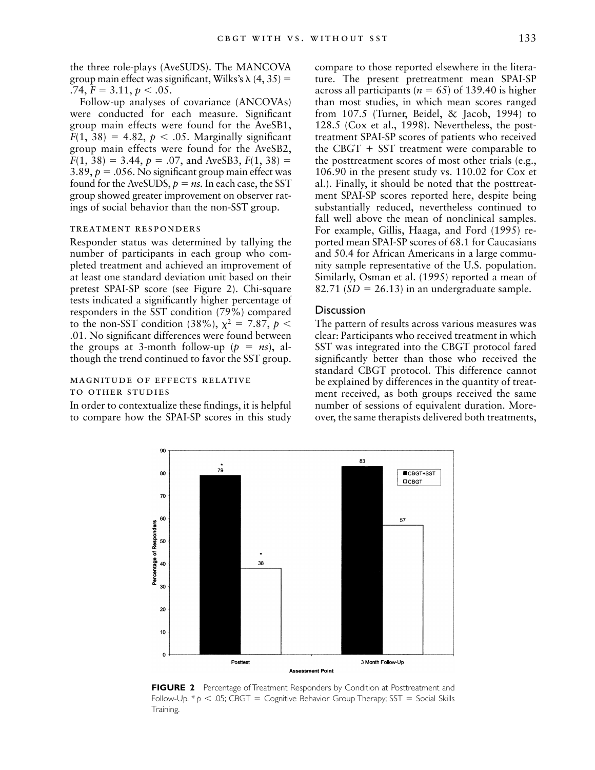the three role-plays (AveSUDS). The MANCOVA group main effect was significant, Wilks's $\lambda$ (4, 35) = .74, $F = 3.11$, $p < .05$.

Follow-up analyses of covariance (ANCOVAs) were conducted for each measure. Significant group main effects were found for the AveSB1, $F(1, 38) = 4.82$, $p < .05$. Marginally significant group main effects were found for the AveSB2, $F(1, 38) = 3.44$, $p = .07$, and AveSB3, $F(1, 38) = 3.89$, $p = .056$. No significant group main effect was found for the AveSUDS, $p = ns$. In each case, the SST group showed greater improvement on observer ratings of social behavior than the non-SST group.

### Treatment Responders

Responder status was determined by tallying the number of participants in each group who completed treatment and achieved an improvement of at least one standard deviation unit based on their pretest SPAI-SP score (see Figure 2). Chi-square tests indicated a significantly higher percentage of responders in the SST condition (79%) compared to the non-SST condition (38%), $\chi^2 = 7.87$, $p < .01$. No significant differences were found between the groups at 3-month follow-up ($p = ns$), although the trend continued to favor the SST group.

### Magnitude of Effects Relative to Other Studies

In order to contextualize these findings, it is helpful to compare how the SPAI-SP scores in this study compare to those reported elsewhere in the literature. The present pretreatment mean SPAI-SP across all participants ($n = 65$) of 139.40 is higher than most studies, in which mean scores ranged from 107.5 (Turner, Beidel, & Jacob, 1994) to 128.5 (Cox et al., 1998). Nevertheless, the posttreatment SPAI-SP scores of patients who received the CBGT + SST treatment were comparable to the posttreatment scores of most other trials (e.g., 106.90 in the present study vs. 110.02 for Cox et al.). Finally, it should be noted that the posttreatment SPAI-SP scores reported here, despite being substantially reduced, nevertheless continued to fall well above the mean of nonclinical samples. For example, Gillis, Haaga, and Ford (1995) reported mean SPAI-SP scores of 68.1 for Caucasians and 50.4 for African Americans in a large community sample representative of the U.S. population. Similarly, Osman et al. (1995) reported a mean of 82.71 ($SD = 26.13$) in an undergraduate sample.

## Discussion

The pattern of results across various measures was clear: Participants who received treatment in which SST was integrated into the CBGT protocol fared significantly better than those who received the standard CBGT protocol. This difference cannot be explained by differences in the quantity of treatment received, as both groups received the same number of sessions of equivalent duration. Moreover, the same therapists delivered both treatments,

| Assessment Point | CBGT+SST | CBGT |
|---|---|---|
| Posttest | 79* | 38* |
| 3 Month Follow-Up | 83 | 57 |

**FIGURE 2** Percentage of Treatment Responders by Condition at Posttreatment and Follow-Up. * $p < .05$; CBGT = Cognitive Behavior Group Therapy; SST = Social Skills Training.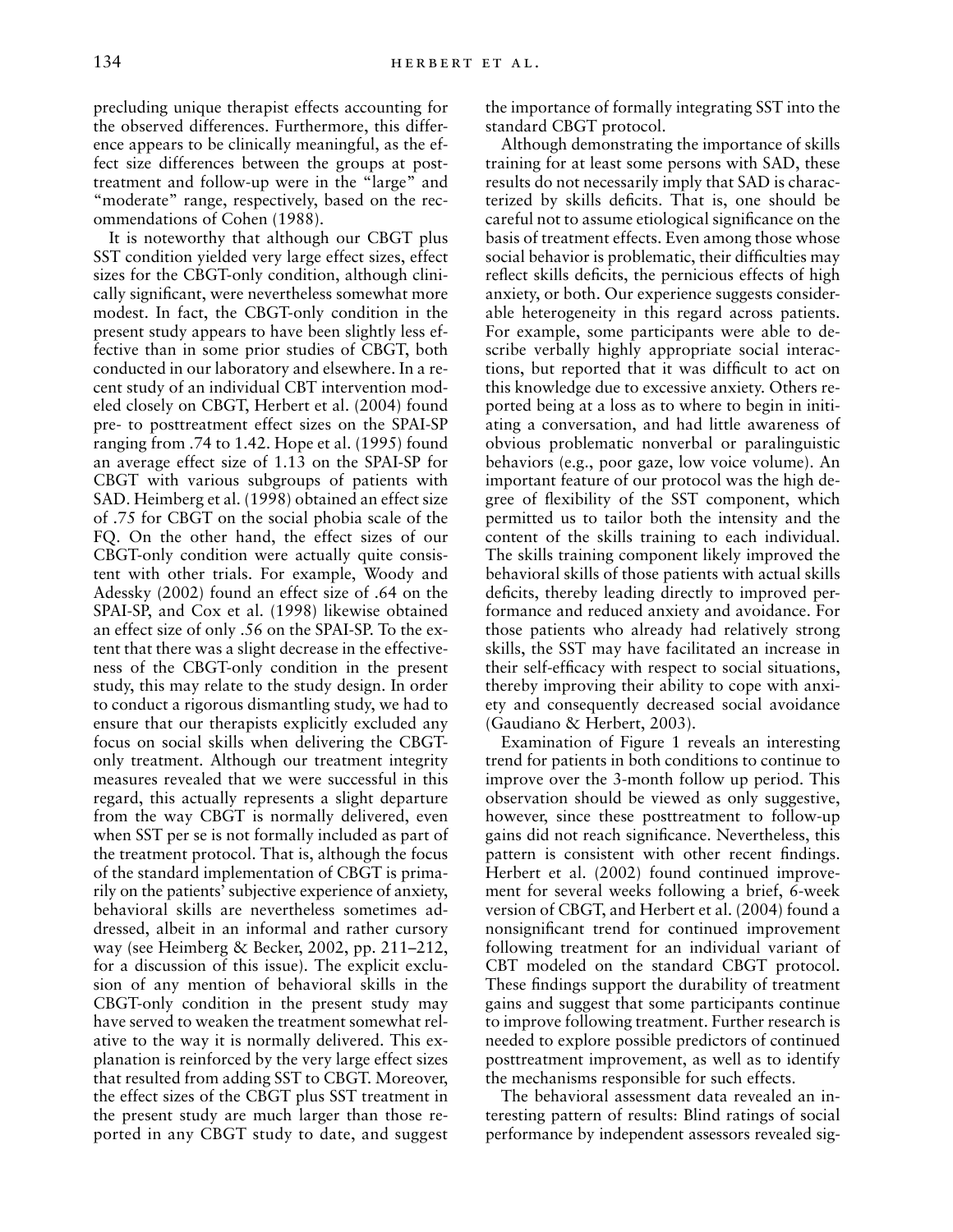precluding unique therapist effects accounting for the observed differences. Furthermore, this difference appears to be clinically meaningful, as the effect size differences between the groups at posttreatment and follow-up were in the "large" and "moderate" range, respectively, based on the recommendations of Cohen (1988).

It is noteworthy that although our CBGT plus SST condition yielded very large effect sizes, effect sizes for the CBGT-only condition, although clinically significant, were nevertheless somewhat more modest. In fact, the CBGT-only condition in the present study appears to have been slightly less effective than in some prior studies of CBGT, both conducted in our laboratory and elsewhere. In a recent study of an individual CBT intervention modeled closely on CBGT, Herbert et al. (2004) found pre- to posttreatment effect sizes on the SPAI-SP ranging from .74 to 1.42. Hope et al. (1995) found an average effect size of 1.13 on the SPAI-SP for CBGT with various subgroups of patients with SAD. Heimberg et al. (1998) obtained an effect size of .75 for CBGT on the social phobia scale of the FQ. On the other hand, the effect sizes of our CBGT-only condition were actually quite consistent with other trials. For example, Woody and Adessky (2002) found an effect size of .64 on the SPAI-SP, and Cox et al. (1998) likewise obtained an effect size of only .56 on the SPAI-SP. To the extent that there was a slight decrease in the effectiveness of the CBGT-only condition in the present study, this may relate to the study design. In order to conduct a rigorous dismantling study, we had to ensure that our therapists explicitly excluded any focus on social skills when delivering the CBGT-only treatment. Although our treatment integrity measures revealed that we were successful in this regard, this actually represents a slight departure from the way CBGT is normally delivered, even when SST per se is not formally included as part of the treatment protocol. That is, although the focus of the standard implementation of CBGT is primarily on the patients' subjective experience of anxiety, behavioral skills are nevertheless sometimes addressed, albeit in an informal and rather cursory way (see Heimberg & Becker, 2002, pp. 211–212, for a discussion of this issue). The explicit exclusion of any mention of behavioral skills in the CBGT-only condition in the present study may have served to weaken the treatment somewhat relative to the way it is normally delivered. This explanation is reinforced by the very large effect sizes that resulted from adding SST to CBGT. Moreover, the effect sizes of the CBGT plus SST treatment in the present study are much larger than those reported in any CBGT study to date, and suggest the importance of formally integrating SST into the standard CBGT protocol.

Although demonstrating the importance of skills training for at least some persons with SAD, these results do not necessarily imply that SAD is characterized by skills deficits. That is, one should be careful not to assume etiological significance on the basis of treatment effects. Even among those whose social behavior is problematic, their difficulties may reflect skills deficits, the pernicious effects of high anxiety, or both. Our experience suggests considerable heterogeneity in this regard across patients. For example, some participants were able to describe verbally highly appropriate social interactions, but reported that it was difficult to act on this knowledge due to excessive anxiety. Others reported being at a loss as to where to begin in initiating a conversation, and had little awareness of obvious problematic nonverbal or paralinguistic behaviors (e.g., poor gaze, low voice volume). An important feature of our protocol was the high degree of flexibility of the SST component, which permitted us to tailor both the intensity and the content of the skills training to each individual. The skills training component likely improved the behavioral skills of those patients with actual skills deficits, thereby leading directly to improved performance and reduced anxiety and avoidance. For those patients who already had relatively strong skills, the SST may have facilitated an increase in their self-efficacy with respect to social situations, thereby improving their ability to cope with anxiety and consequently decreased social avoidance (Gaudiano & Herbert, 2003).

Examination of Figure 1 reveals an interesting trend for patients in both conditions to continue to improve over the 3-month follow up period. This observation should be viewed as only suggestive, however, since these posttreatment to follow-up gains did not reach significance. Nevertheless, this pattern is consistent with other recent findings. Herbert et al. (2002) found continued improvement for several weeks following a brief, 6-week version of CBGT, and Herbert et al. (2004) found a nonsignificant trend for continued improvement following treatment for an individual variant of CBT modeled on the standard CBGT protocol. These findings support the durability of treatment gains and suggest that some participants continue to improve following treatment. Further research is needed to explore possible predictors of continued posttreatment improvement, as well as to identify the mechanisms responsible for such effects.

The behavioral assessment data revealed an interesting pattern of results: Blind ratings of social performance by independent assessors revealed sig-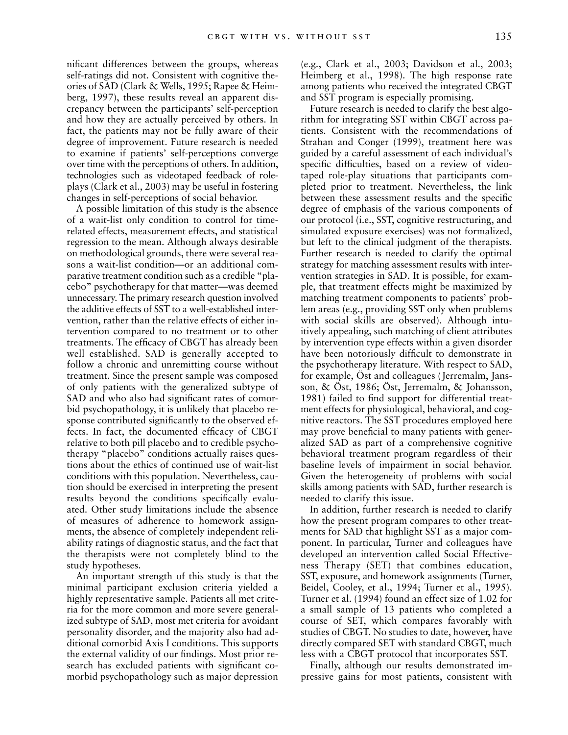nificant differences between the groups, whereas self-ratings did not. Consistent with cognitive theories of SAD (Clark & Wells, 1995; Rapee & Heimberg, 1997), these results reveal an apparent discrepancy between the participants' self-perception and how they are actually perceived by others. In fact, the patients may not be fully aware of their degree of improvement. Future research is needed to examine if patients' self-perceptions converge over time with the perceptions of others. In addition, technologies such as videotaped feedback of role-plays (Clark et al., 2003) may be useful in fostering changes in self-perceptions of social behavior.

A possible limitation of this study is the absence of a wait-list only condition to control for time-related effects, measurement effects, and statistical regression to the mean. Although always desirable on methodological grounds, there were several reasons a wait-list condition—or an additional comparative treatment condition such as a credible "placebo" psychotherapy for that matter—was deemed unnecessary. The primary research question involved the additive effects of SST to a well-established intervention, rather than the relative effects of either intervention compared to no treatment or to other treatments. The efficacy of CBGT has already been well established. SAD is generally accepted to follow a chronic and unremitting course without treatment. Since the present sample was composed of only patients with the generalized subtype of SAD and who also had significant rates of comorbid psychopathology, it is unlikely that placebo response contributed significantly to the observed effects. In fact, the documented efficacy of CBGT relative to both pill placebo and to credible psychotherapy "placebo" conditions actually raises questions about the ethics of continued use of wait-list conditions with this population. Nevertheless, caution should be exercised in interpreting the present results beyond the conditions specifically evaluated. Other study limitations include the absence of measures of adherence to homework assignments, the absence of completely independent reliability ratings of diagnostic status, and the fact that the therapists were not completely blind to the study hypotheses.

An important strength of this study is that the minimal participant exclusion criteria yielded a highly representative sample. Patients all met criteria for the more common and more severe generalized subtype of SAD, most met criteria for avoidant personality disorder, and the majority also had additional comorbid Axis I conditions. This supports the external validity of our findings. Most prior research has excluded patients with significant comorbid psychopathology such as major depression (e.g., Clark et al., 2003; Davidson et al., 2003; Heimberg et al., 1998). The high response rate among patients who received the integrated CBGT and SST program is especially promising.

Future research is needed to clarify the best algorithm for integrating SST within CBGT across patients. Consistent with the recommendations of Strahan and Conger (1999), treatment here was guided by a careful assessment of each individual's specific difficulties, based on a review of videotaped role-play situations that participants completed prior to treatment. Nevertheless, the link between these assessment results and the specific degree of emphasis of the various components of our protocol (i.e., SST, cognitive restructuring, and simulated exposure exercises) was not formalized, but left to the clinical judgment of the therapists. Further research is needed to clarify the optimal strategy for matching assessment results with intervention strategies in SAD. It is possible, for example, that treatment effects might be maximized by matching treatment components to patients' problem areas (e.g., providing SST only when problems with social skills are observed). Although intuitively appealing, such matching of client attributes by intervention type effects within a given disorder have been notoriously difficult to demonstrate in the psychotherapy literature. With respect to SAD, for example, Öst and colleagues (Jerremalm, Jansson, & Öst, 1986; Öst, Jerremalm, & Johansson, 1981) failed to find support for differential treatment effects for physiological, behavioral, and cognitive reactors. The SST procedures employed here may prove beneficial to many patients with generalized SAD as part of a comprehensive cognitive behavioral treatment program regardless of their baseline levels of impairment in social behavior. Given the heterogeneity of problems with social skills among patients with SAD, further research is needed to clarify this issue.

In addition, further research is needed to clarify how the present program compares to other treatments for SAD that highlight SST as a major component. In particular, Turner and colleagues have developed an intervention called Social Effectiveness Therapy (SET) that combines education, SST, exposure, and homework assignments (Turner, Beidel, Cooley, et al., 1994; Turner et al., 1995). Turner et al. (1994) found an effect size of 1.02 for a small sample of 13 patients who completed a course of SET, which compares favorably with studies of CBGT. No studies to date, however, have directly compared SET with standard CBGT, much less with a CBGT protocol that incorporates SST.

Finally, although our results demonstrated impressive gains for most patients, consistent with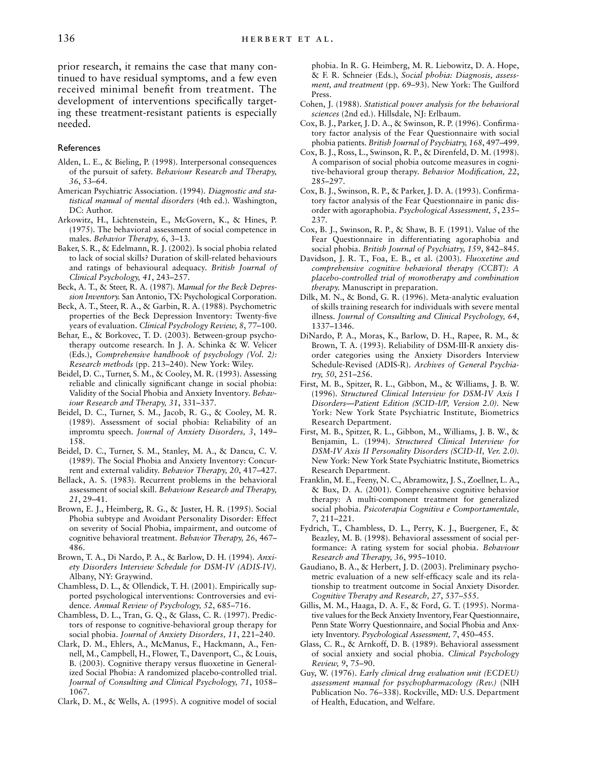prior research, it remains the case that many continued to have residual symptoms, and a few even received minimal benefit from treatment. The development of interventions specifically targeting these treatment-resistant patients is especially needed.

## References

Alden, L. E., & Bieling, P. (1998). Interpersonal consequences of the pursuit of safety. *Behaviour Research and Therapy, 36*, 53–64.

American Psychiatric Association. (1994). *Diagnostic and statistical manual of mental disorders* (4th ed.). Washington, DC: Author.

Arkowitz, H., Lichtenstein, E., McGovern, K., & Hines, P. (1975). The behavioral assessment of social competence in males. *Behavior Therapy, 6*, 3–13.

Baker, S. R., & Edelmann, R. J. (2002). Is social phobia related to lack of social skills? Duration of skill-related behaviours and ratings of behavioural adequacy. *British Journal of Clinical Psychology, 41*, 243–257.

Beck, A. T., & Steer, R. A. (1987). *Manual for the Beck Depression Inventory.* San Antonio, TX: Psychological Corporation.

Beck, A. T., Steer, R. A., & Garbin, R. A. (1988). Psychometric properties of the Beck Depression Inventory: Twenty-five years of evaluation. *Clinical Psychology Review, 8*, 77–100.

Behar, E., & Borkovec, T. D. (2003). Between-group psychotherapy outcome research. In J. A. Schinka & W. Velicer (Eds.), *Comprehensive handbook of psychology (Vol. 2): Research methods* (pp. 213–240). New York: Wiley.

Beidel, D. C., Turner, S. M., & Cooley, M. R. (1993). Assessing reliable and clinically significant change in social phobia: Validity of the Social Phobia and Anxiety Inventory. *Behaviour Research and Therapy, 31*, 331–337.

Beidel, D. C., Turner, S. M., Jacob, R. G., & Cooley, M. R. (1989). Assessment of social phobia: Reliability of an impromtu speech. *Journal of Anxiety Disorders, 3*, 149–158.

Beidel, D. C., Turner, S. M., Stanley, M. A., & Dancu, C. V. (1989). The Social Phobia and Anxiety Inventory: Concurrent and external validity. *Behavior Therapy, 20*, 417–427.

Bellack, A. S. (1983). Recurrent problems in the behavioral assessment of social skill. *Behaviour Research and Therapy, 21*, 29–41.

Brown, E. J., Heimberg, R. G., & Juster, H. R. (1995). Social Phobia subtype and Avoidant Personality Disorder: Effect on severity of Social Phobia, impairment, and outcome of cognitive behavioral treatment. *Behavior Therapy, 26*, 467–486.

Brown, T. A., Di Nardo, P. A., & Barlow, D. H. (1994). *Anxiety Disorders Interview Schedule for DSM-IV (ADIS-IV).* Albany, NY: Graywind.

Chambless, D. L., & Ollendick, T. H. (2001). Empirically supported psychological interventions: Controversies and evidence. *Annual Review of Psychology, 52*, 685–716.

Chambless, D. L., Tran, G. Q., & Glass, C. R. (1997). Predictors of response to cognitive-behavioral group therapy for social phobia. *Journal of Anxiety Disorders, 11*, 221–240.

Clark, D. M., Ehlers, A., McManus, F., Hackmann, A., Fennell, M., Campbell, H., Flower, T., Davenport, C., & Louis, B. (2003). Cognitive therapy versus fluoxetine in Generalized Social Phobia: A randomized placebo-controlled trial. *Journal of Consulting and Clinical Psychology, 71*, 1058–1067.

Clark, D. M., & Wells, A. (1995). A cognitive model of social phobia. In R. G. Heimberg, M. R. Liebowitz, D. A. Hope, & F. R. Schneier (Eds.), *Social phobia: Diagnosis, assessment, and treatment* (pp. 69–93). New York: The Guilford Press.

Cohen, J. (1988). *Statistical power analysis for the behavioral sciences* (2nd ed.). Hillsdale, NJ: Erlbaum.

Cox, B. J., Parker, J. D. A., & Swinson, R. P. (1996). Confirmatory factor analysis of the Fear Questionnaire with social phobia patients. *British Journal of Psychiatry, 168*, 497–499.

Cox, B. J., Ross, L., Swinson, R. P., & Direnfeld, D. M. (1998). A comparison of social phobia outcome measures in cognitive-behavioral group therapy. *Behavior Modification, 22*, 285–297.

Cox, B. J., Swinson, R. P., & Parker, J. D. A. (1993). Confirmatory factor analysis of the Fear Questionnaire in panic disorder with agoraphobia. *Psychological Assessment, 5*, 235–237.

Cox, B. J., Swinson, R. P., & Shaw, B. F. (1991). Value of the Fear Questionnaire in differentiating agoraphobia and social phobia. *British Journal of Psychiatry, 159*, 842–845.

Davidson, J. R. T., Foa, E. B., et al. (2003). *Fluoxetine and comprehensive cognitive behavioral therapy (CCBT): A placebo-controlled trial of monotherapy and combination therapy.* Manuscript in preparation.

Dilk, M. N., & Bond, G. R. (1996). Meta-analytic evaluation of skills training research for individuals with severe mental illness. *Journal of Consulting and Clinical Psychology, 64*, 1337–1346.

DiNardo, P. A., Moras, K., Barlow, D. H., Rapee, R. M., & Brown, T. A. (1993). Reliability of DSM-III-R anxiety disorder categories using the Anxiety Disorders Interview Schedule-Revised (ADIS-R). *Archives of General Psychiatry, 50*, 251–256.

First, M. B., Spitzer, R. L., Gibbon, M., & Williams, J. B. W. (1996). *Structured Clinical Interview for DSM-IV Axis I Disorders—Patient Edition (SCID-I/P, Version 2.0).* New York: New York State Psychiatric Institute, Biometrics Research Department.

First, M. B., Spitzer, R. L., Gibbon, M., Williams, J. B. W., & Benjamin, L. (1994). *Structured Clinical Interview for DSM-IV Axis II Personality Disorders (SCID-II, Ver. 2.0).* New York: New York State Psychiatric Institute, Biometrics Research Department.

Franklin, M. E., Feeny, N. C., Abramowitz, J. S., Zoellner, L. A., & Bux, D. A. (2001). Comprehensive cognitive behavior therapy: A multi-component treatment for generalized social phobia. *Psicoterapia Cognitiva e Comportamentale, 7*, 211–221.

Fydrich, T., Chambless, D. L., Perry, K. J., Buergener, F., & Beazley, M. B. (1998). Behavioral assessment of social performance: A rating system for social phobia. *Behaviour Research and Therapy, 36*, 995–1010.

Gaudiano, B. A., & Herbert, J. D. (2003). Preliminary psychometric evaluation of a new self-efficacy scale and its relationship to treatment outcome in Social Anxiety Disorder. *Cognitive Therapy and Research, 27*, 537–555.

Gillis, M. M., Haaga, D. A. F., & Ford, G. T. (1995). Normative values for the Beck Anxiety Inventory, Fear Questionnaire, Penn State Worry Questionnaire, and Social Phobia and Anxiety Inventory. *Psychological Assessment, 7*, 450–455.

Glass, C. R., & Arnkoff, D. B. (1989). Behavioral assessment of social anxiety and social phobia. *Clinical Psychology Review, 9*, 75–90.

Guy, W. (1976). *Early clinical drug evaluation unit (ECDEU) assessment manual for psychopharmacology (Rev.)* (NIH Publication No. 76–338). Rockville, MD: U.S. Department of Health, Education, and Welfare.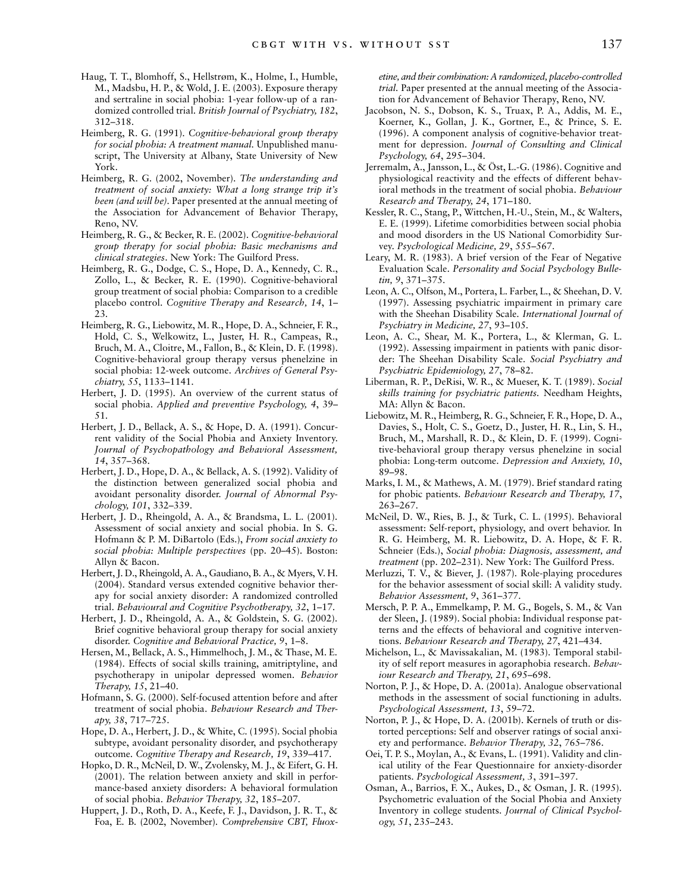Haug, T. T., Blomhoff, S., Hellstrøm, K., Holme, I., Humble, M., Madsbu, H. P., & Wold, J. E. (2003). Exposure therapy and sertraline in social phobia: 1-year follow-up of a randomized controlled trial. *British Journal of Psychiatry, 182*, 312–318.

Heimberg, R. G. (1991). *Cognitive-behavioral group therapy for social phobia: A treatment manual.* Unpublished manuscript, The University at Albany, State University of New York.

Heimberg, R. G. (2002, November). *The understanding and treatment of social anxiety: What a long strange trip it's been (and will be).* Paper presented at the annual meeting of the Association for Advancement of Behavior Therapy, Reno, NV.

Heimberg, R. G., & Becker, R. E. (2002). *Cognitive-behavioral group therapy for social phobia: Basic mechanisms and clinical strategies*. New York: The Guilford Press.

Heimberg, R. G., Dodge, C. S., Hope, D. A., Kennedy, C. R., Zollo, L., & Becker, R. E. (1990). Cognitive-behavioral group treatment of social phobia: Comparison to a credible placebo control. *Cognitive Therapy and Research, 14*, 1–23.

Heimberg, R. G., Liebowitz, M. R., Hope, D. A., Schneier, F. R., Hold, C. S., Welkowitz, L., Juster, H. R., Campeas, R., Bruch, M. A., Cloitre, M., Fallon, B., & Klein, D. F. (1998). Cognitive-behavioral group therapy versus phenelzine in social phobia: 12-week outcome. *Archives of General Psychiatry, 55*, 1133–1141.

Herbert, J. D. (1995). An overview of the current status of social phobia. *Applied and preventive Psychology, 4*, 39–51.

Herbert, J. D., Bellack, A. S., & Hope, D. A. (1991). Concurrent validity of the Social Phobia and Anxiety Inventory. *Journal of Psychopathology and Behavioral Assessment, 14*, 357–368.

Herbert, J. D., Hope, D. A., & Bellack, A. S. (1992). Validity of the distinction between generalized social phobia and avoidant personality disorder. *Journal of Abnormal Psychology, 101*, 332–339.

Herbert, J. D., Rheingold, A. A., & Brandsma, L. L. (2001). Assessment of social anxiety and social phobia. In S. G. Hofmann & P. M. DiBartolo (Eds.), *From social anxiety to social phobia: Multiple perspectives* (pp. 20–45). Boston: Allyn & Bacon.

Herbert, J. D., Rheingold, A. A., Gaudiano, B. A., & Myers, V. H. (2004). Standard versus extended cognitive behavior therapy for social anxiety disorder: A randomized controlled trial. *Behavioural and Cognitive Psychotherapy, 32*, 1–17.

Herbert, J. D., Rheingold, A. A., & Goldstein, S. G. (2002). Brief cognitive behavioral group therapy for social anxiety disorder. *Cognitive and Behavioral Practice, 9*, 1–8.

Hersen, M., Bellack, A. S., Himmelhoch, J. M., & Thase, M. E. (1984). Effects of social skills training, amitriptyline, and psychotherapy in unipolar depressed women. *Behavior Therapy, 15*, 21–40.

Hofmann, S. G. (2000). Self-focused attention before and after treatment of social phobia. *Behaviour Research and Therapy, 38*, 717–725.

Hope, D. A., Herbert, J. D., & White, C. (1995). Social phobia subtype, avoidant personality disorder, and psychotherapy outcome. *Cognitive Therapy and Research, 19*, 339–417.

Hopko, D. R., McNeil, D. W., Zvolensky, M. J., & Eifert, G. H. (2001). The relation between anxiety and skill in performance-based anxiety disorders: A behavioral formulation of social phobia. *Behavior Therapy, 32*, 185–207.

Huppert, J. D., Roth, D. A., Keefe, F. J., Davidson, J. R. T., & Foa, E. B. (2002, November). *Comprehensive CBT, Fluoxetine, and their combination: A randomized, placebo-controlled trial.* Paper presented at the annual meeting of the Association for Advancement of Behavior Therapy, Reno, NV.

Jacobson, N. S., Dobson, K. S., Truax, P. A., Addis, M. E., Koerner, K., Gollan, J. K., Gortner, E., & Prince, S. E. (1996). A component analysis of cognitive-behavior treatment for depression. *Journal of Consulting and Clinical Psychology, 64*, 295–304.

Jerremalm, A., Jansson, L., & Öst, L.-G. (1986). Cognitive and physiological reactivity and the effects of different behavioral methods in the treatment of social phobia. *Behaviour Research and Therapy, 24*, 171–180.

Kessler, R. C., Stang, P., Wittchen, H.-U., Stein, M., & Walters, E. E. (1999). Lifetime comorbidities between social phobia and mood disorders in the US National Comorbidity Survey. *Psychological Medicine, 29*, 555–567.

Leary, M. R. (1983). A brief version of the Fear of Negative Evaluation Scale. *Personality and Social Psychology Bulletin, 9*, 371–375.

Leon, A. C., Olfson, M., Portera, L. Farber, L., & Sheehan, D. V. (1997). Assessing psychiatric impairment in primary care with the Sheehan Disability Scale. *International Journal of Psychiatry in Medicine, 27*, 93–105.

Leon, A. C., Shear, M. K., Portera, L., & Klerman, G. L. (1992). Assessing impairment in patients with panic disorder: The Sheehan Disability Scale. *Social Psychiatry and Psychiatric Epidemiology, 27*, 78–82.

Liberman, R. P., DeRisi, W. R., & Mueser, K. T. (1989). *Social skills training for psychiatric patients.* Needham Heights, MA: Allyn & Bacon.

Liebowitz, M. R., Heimberg, R. G., Schneier, F. R., Hope, D. A., Davies, S., Holt, C. S., Goetz, D., Juster, H. R., Lin, S. H., Bruch, M., Marshall, R. D., & Klein, D. F. (1999). Cognitive-behavioral group therapy versus phenelzine in social phobia: Long-term outcome. *Depression and Anxiety, 10*, 89–98.

Marks, I. M., & Mathews, A. M. (1979). Brief standard rating for phobic patients. *Behaviour Research and Therapy, 17*, 263–267.

McNeil, D. W., Ries, B. J., & Turk, C. L. (1995). Behavioral assessment: Self-report, physiology, and overt behavior. In R. G. Heimberg, M. R. Liebowitz, D. A. Hope, & F. R. Schneier (Eds.), *Social phobia: Diagnosis, assessment, and treatment* (pp. 202–231). New York: The Guilford Press.

Merluzzi, T. V., & Biever, J. (1987). Role-playing procedures for the behavior assessment of social skill: A validity study. *Behavior Assessment, 9*, 361–377.

Mersch, P. P. A., Emmelkamp, P. M. G., Bogels, S. M., & Van der Sleen, J. (1989). Social phobia: Individual response patterns and the effects of behavioral and cognitive interventions. *Behaviour Research and Therapy, 27*, 421–434.

Michelson, L., & Mavissakalian, M. (1983). Temporal stability of self report measures in agoraphobia research. *Behaviour Research and Therapy, 21*, 695–698.

Norton, P. J., & Hope, D. A. (2001a). Analogue observational methods in the assessment of social functioning in adults. *Psychological Assessment, 13*, 59–72.

Norton, P. J., & Hope, D. A. (2001b). Kernels of truth or distorted perceptions: Self and observer ratings of social anxiety and performance. *Behavior Therapy, 32*, 765–786.

Oei, T. P. S., Moylan, A., & Evans, L. (1991). Validity and clinical utility of the Fear Questionnaire for anxiety-disorder patients. *Psychological Assessment, 3*, 391–397.

Osman, A., Barrios, F. X., Aukes, D., & Osman, J. R. (1995). Psychometric evaluation of the Social Phobia and Anxiety Inventory in college students. *Journal of Clinical Psychology, 51*, 235–243.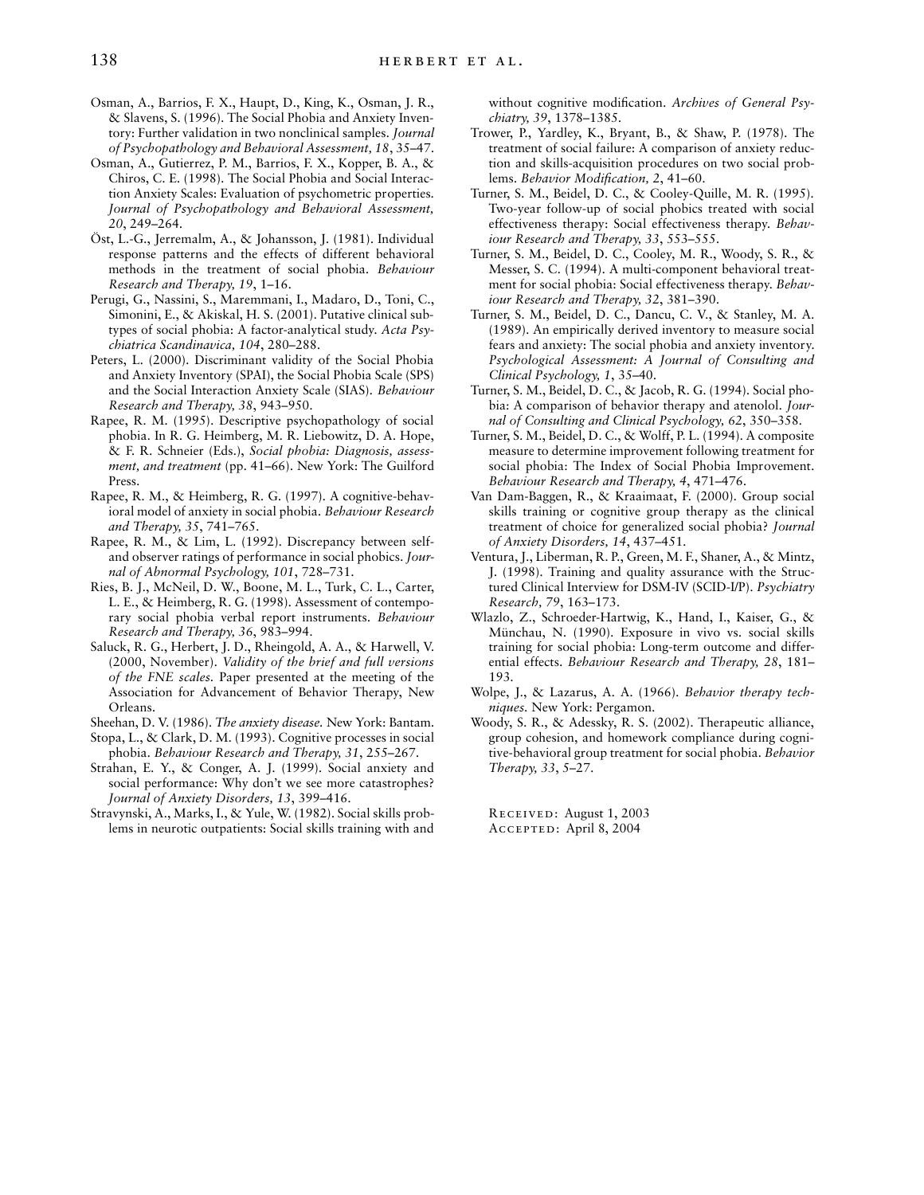Osman, A., Barrios, F. X., Haupt, D., King, K., Osman, J. R., & Slavens, S. (1996). The Social Phobia and Anxiety Inventory: Further validation in two nonclinical samples. *Journal of Psychopathology and Behavioral Assessment, 18*, 35–47.

Osman, A., Gutierrez, P. M., Barrios, F. X., Kopper, B. A., & Chiros, C. E. (1998). The Social Phobia and Social Interaction Anxiety Scales: Evaluation of psychometric properties. *Journal of Psychopathology and Behavioral Assessment, 20*, 249–264.

Öst, L.-G., Jerremalm, A., & Johansson, J. (1981). Individual response patterns and the effects of different behavioral methods in the treatment of social phobia. *Behaviour Research and Therapy, 19*, 1–16.

Perugi, G., Nassini, S., Maremmani, I., Madaro, D., Toni, C., Simonini, E., & Akiskal, H. S. (2001). Putative clinical subtypes of social phobia: A factor-analytical study. *Acta Psychiatrica Scandinavica, 104*, 280–288.

Peters, L. (2000). Discriminant validity of the Social Phobia and Anxiety Inventory (SPAI), the Social Phobia Scale (SPS) and the Social Interaction Anxiety Scale (SIAS). *Behaviour Research and Therapy, 38*, 943–950.

Rapee, R. M. (1995). Descriptive psychopathology of social phobia. In R. G. Heimberg, M. R. Liebowitz, D. A. Hope, & F. R. Schneier (Eds.), *Social phobia: Diagnosis, assessment, and treatment* (pp. 41–66). New York: The Guilford Press.

Rapee, R. M., & Heimberg, R. G. (1997). A cognitive-behavioral model of anxiety in social phobia. *Behaviour Research and Therapy, 35*, 741–765.

Rapee, R. M., & Lim, L. (1992). Discrepancy between self- and observer ratings of performance in social phobics. *Journal of Abnormal Psychology, 101*, 728–731.

Ries, B. J., McNeil, D. W., Boone, M. L., Turk, C. L., Carter, L. E., & Heimberg, R. G. (1998). Assessment of contemporary social phobia verbal report instruments. *Behaviour Research and Therapy, 36*, 983–994.

Saluck, R. G., Herbert, J. D., Rheingold, A. A., & Harwell, V. (2000, November). *Validity of the brief and full versions of the FNE scales.* Paper presented at the meeting of the Association for Advancement of Behavior Therapy, New Orleans.

Sheehan, D. V. (1986). *The anxiety disease.* New York: Bantam.

Stopa, L., & Clark, D. M. (1993). Cognitive processes in social phobia. *Behaviour Research and Therapy, 31*, 255–267.

Strahan, E. Y., & Conger, A. J. (1999). Social anxiety and social performance: Why don't we see more catastrophes? *Journal of Anxiety Disorders, 13*, 399–416.

Stravynski, A., Marks, I., & Yule, W. (1982). Social skills problems in neurotic outpatients: Social skills training with and without cognitive modification. *Archives of General Psychiatry, 39*, 1378–1385.

Trower, P., Yardley, K., Bryant, B., & Shaw, P. (1978). The treatment of social failure: A comparison of anxiety reduction and skills-acquisition procedures on two social problems. *Behavior Modification, 2*, 41–60.

Turner, S. M., Beidel, D. C., & Cooley-Quille, M. R. (1995). Two-year follow-up of social phobics treated with social effectiveness therapy: Social effectiveness therapy. *Behaviour Research and Therapy, 33*, 553–555.

Turner, S. M., Beidel, D. C., Cooley, M. R., Woody, S. R., & Messer, S. C. (1994). A multi-component behavioral treatment for social phobia: Social effectiveness therapy. *Behaviour Research and Therapy, 32*, 381–390.

Turner, S. M., Beidel, D. C., Dancu, C. V., & Stanley, M. A. (1989). An empirically derived inventory to measure social fears and anxiety: The social phobia and anxiety inventory. *Psychological Assessment: A Journal of Consulting and Clinical Psychology, 1*, 35–40.

Turner, S. M., Beidel, D. C., & Jacob, R. G. (1994). Social phobia: A comparison of behavior therapy and atenolol. *Journal of Consulting and Clinical Psychology, 62*, 350–358.

Turner, S. M., Beidel, D. C., & Wolff, P. L. (1994). A composite measure to determine improvement following treatment for social phobia: The Index of Social Phobia Improvement. *Behaviour Research and Therapy, 4*, 471–476.

Van Dam-Baggen, R., & Kraaimaat, F. (2000). Group social skills training or cognitive group therapy as the clinical treatment of choice for generalized social phobia? *Journal of Anxiety Disorders, 14*, 437–451.

Ventura, J., Liberman, R. P., Green, M. F., Shaner, A., & Mintz, J. (1998). Training and quality assurance with the Structured Clinical Interview for DSM-IV (SCID-I/P). *Psychiatry Research, 79*, 163–173.

Wlazlo, Z., Schroeder-Hartwig, K., Hand, I., Kaiser, G., & Münchau, N. (1990). Exposure in vivo vs. social skills training for social phobia: Long-term outcome and differential effects. *Behaviour Research and Therapy, 28*, 181–193.

Wolpe, J., & Lazarus, A. A. (1966). *Behavior therapy techniques.* New York: Pergamon.

Woody, S. R., & Adessky, R. S. (2002). Therapeutic alliance, group cohesion, and homework compliance during cognitive-behavioral group treatment for social phobia. *Behavior Therapy, 33*, 5–27.

Received: August 1, 2003
Accepted: April 8, 2004